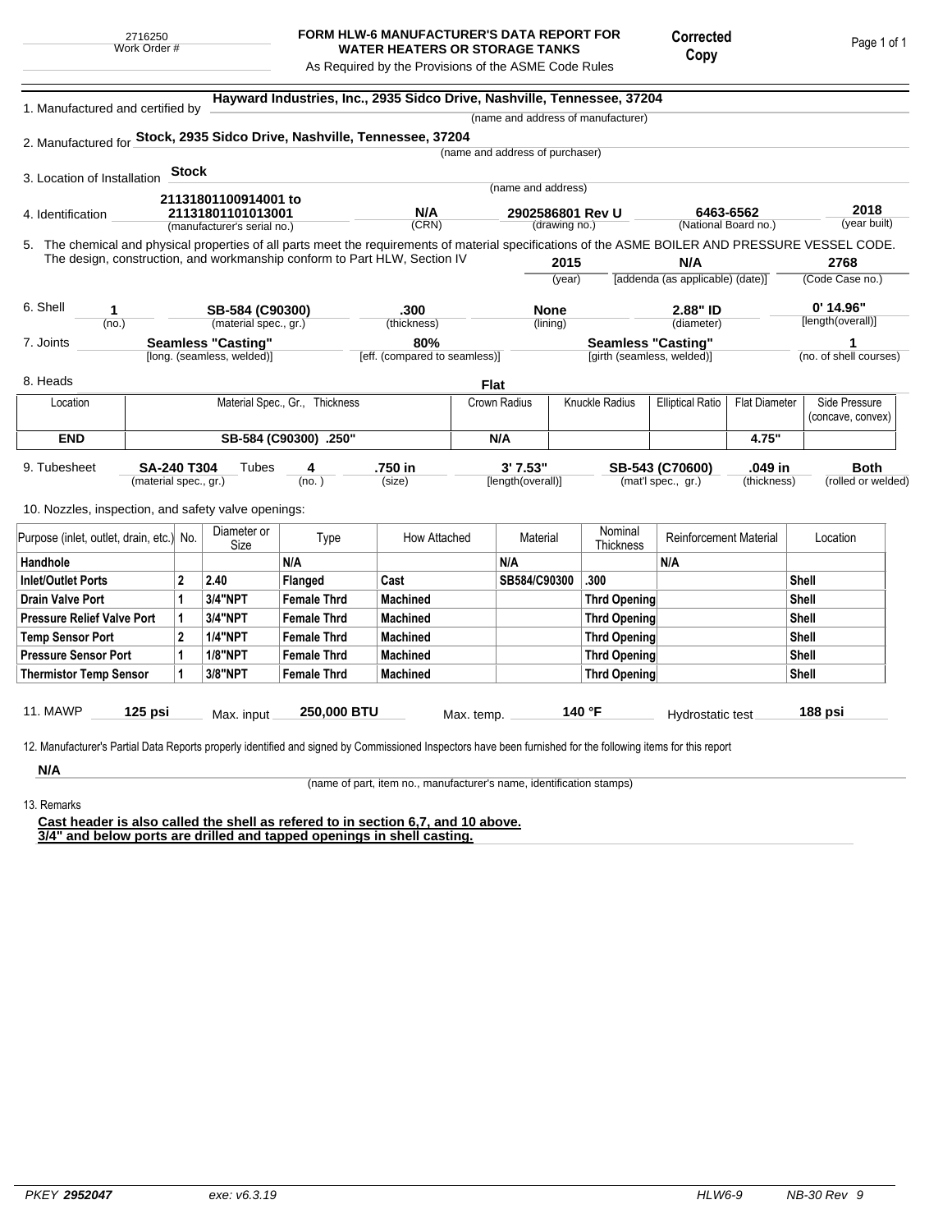2716250
Work Order #

# FORM HLW-6 MANUFACTURER'S DATA REPORT FOR WATER HEATERS OR STORAGE TANKS

As Required by the Provisions of the ASME Code Rules

**Corrected Copy**

1. Manufactured and certified by **Hayward Industries, Inc., 2935 Sidco Drive, Nashville, Tennessee, 37204**
(name and address of manufacturer)

2. Manufactured for **Stock, 2935 Sidco Drive, Nashville, Tennessee, 37204**
(name and address of purchaser)

3. Location of Installation **Stock**
(name and address)

4. Identification **21131801100914001 to 21131801101013001** (manufacturer's serial no.) **N/A** (CRN) **2902586801 Rev U** (drawing no.) **6463-6562** (National Board no.) **2018** (year built)

5. The chemical and physical properties of all parts meet the requirements of material specifications of the ASME BOILER AND PRESSURE VESSEL CODE. The design, construction, and workmanship conform to Part HLW, Section IV **2015** (year) **N/A** [addenda (as applicable) (date)] **2768** (Code Case no.)

6. Shell **1** (no.) **SB-584 (C90300)** (material spec., gr.) **.300** (thickness) **None** (lining) **2.88" ID** (diameter) **0' 14.96"** [length(overall)]

7. Joints **Seamless "Casting"** [long. (seamless, welded)] **80%** [eff. (compared to seamless)] **Seamless "Casting"** [girth (seamless, welded)] **1** (no. of shell courses)

8. Heads **Flat**

| Location | Material Spec., Gr., Thickness | Crown Radius | Knuckle Radius | Elliptical Ratio | Flat Diameter | Side Pressure (concave, convex) |
|---|---|---|---|---|---|---|
| **END** | **SB-584 (C90300) .250"** | **N/A** | | | **4.75"** | |

9. Tubesheet **SA-240 T304** (material spec., gr.) Tubes **4** (no.) **.750 in** (size) **3' 7.53"** [length(overall)] **SB-543 (C70600)** (mat'l spec., gr.) **.049 in** (thickness) **Both** (rolled or welded)

10. Nozzles, inspection, and safety valve openings:

| Purpose (inlet, outlet, drain, etc.) | No. | Diameter or Size | Type | How Attached | Material | Nominal Thickness | Reinforcement Material | Location |
|---|---|---|---|---|---|---|---|---|
| **Handhole** | | | **N/A** | | **N/A** | | **N/A** | |
| **Inlet/Outlet Ports** | **2** | **2.40** | **Flanged** | **Cast** | **SB584/C90300** | **.300** | | **Shell** |
| **Drain Valve Port** | **1** | **3/4"NPT** | **Female Thrd** | **Machined** | | **Thrd Opening** | | **Shell** |
| **Pressure Relief Valve Port** | **1** | **3/4"NPT** | **Female Thrd** | **Machined** | | **Thrd Opening** | | **Shell** |
| **Temp Sensor Port** | **2** | **1/4"NPT** | **Female Thrd** | **Machined** | | **Thrd Opening** | | **Shell** |
| **Pressure Sensor Port** | **1** | **1/8"NPT** | **Female Thrd** | **Machined** | | **Thrd Opening** | | **Shell** |
| **Thermistor Temp Sensor** | **1** | **3/8"NPT** | **Female Thrd** | **Machined** | | **Thrd Opening** | | **Shell** |

11. MAWP **125 psi** Max. input **250,000 BTU** Max. temp. **140 °F** Hydrostatic test **188 psi**

12. Manufacturer's Partial Data Reports properly identified and signed by Commissioned Inspectors have been furnished for the following items for this report

**N/A**
(name of part, item no., manufacturer's name, identification stamps)

13. Remarks

**Cast header is also called the shell as refered to in section 6,7, and 10 above.**
**3/4" and below ports are drilled and tapped openings in shell casting.**

PKEY **2952047** exe: v6.3.19 HLW6-9 NB-30 Rev 9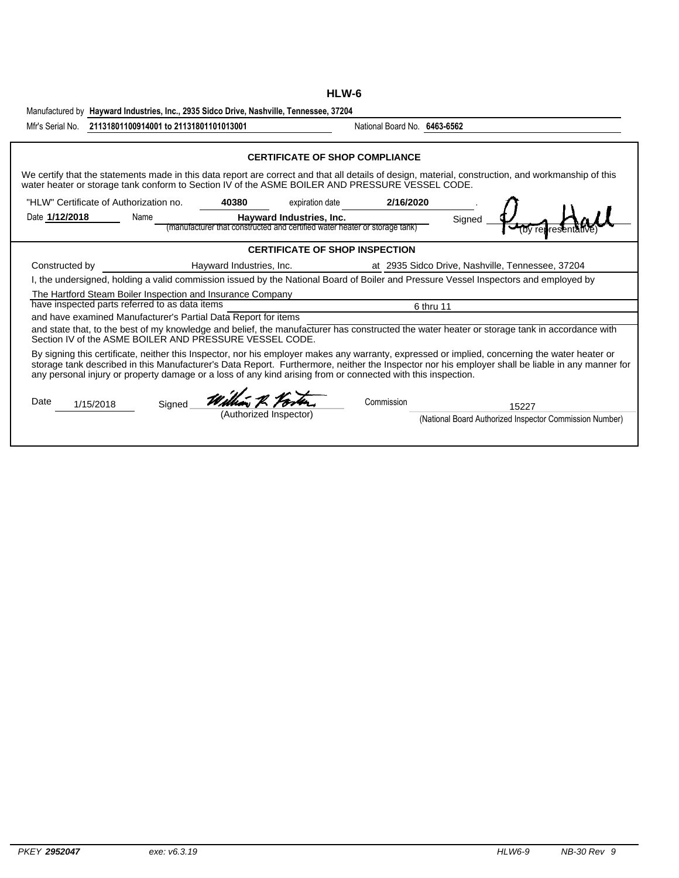# HLW-6

Manufactured by **Hayward Industries, Inc., 2935 Sidco Drive, Nashville, Tennessee, 37204**

Mfr's Serial No. **21131801100914001 to 21131801101013001** National Board No. **6463-6562**

## CERTIFICATE OF SHOP COMPLIANCE

We certify that the statements made in this data report are correct and that all details of design, material, construction, and workmanship of this water heater or storage tank conform to Section IV of the ASME BOILER AND PRESSURE VESSEL CODE.

"HLW" Certificate of Authorization no. **40380** expiration date **2/16/2020**.

Date **1/12/2018** Name **Hayward Industries, Inc.** (manufacturer that constructed and certified water heater or storage tank) Signed Perry Hall (by representative)

## CERTIFICATE OF SHOP INSPECTION

Constructed by Hayward Industries, Inc. at 2935 Sidco Drive, Nashville, Tennessee, 37204

I, the undersigned, holding a valid commission issued by the National Board of Boiler and Pressure Vessel Inspectors and employed by The Hartford Steam Boiler Inspection and Insurance Company have inspected parts referred to as data items 6 thru 11 and have examined Manufacturer's Partial Data Report for items and state that, to the best of my knowledge and belief, the manufacturer has constructed the water heater or storage tank in accordance with Section IV of the ASME BOILER AND PRESSURE VESSEL CODE.

By signing this certificate, neither this Inspector, nor his employer makes any warranty, expressed or implied, concerning the water heater or storage tank described in this Manufacturer's Data Report. Furthermore, neither the Inspector nor his employer shall be liable in any manner for any personal injury or property damage or a loss of any kind arising from or connected with this inspection.

Date 1/15/2018 Signed William R. Foster (Authorized Inspector) Commission 15227 (National Board Authorized Inspector Commission Number)

PKEY 2952047 exe: v6.3.19 HLW6-9 NB-30 Rev 9